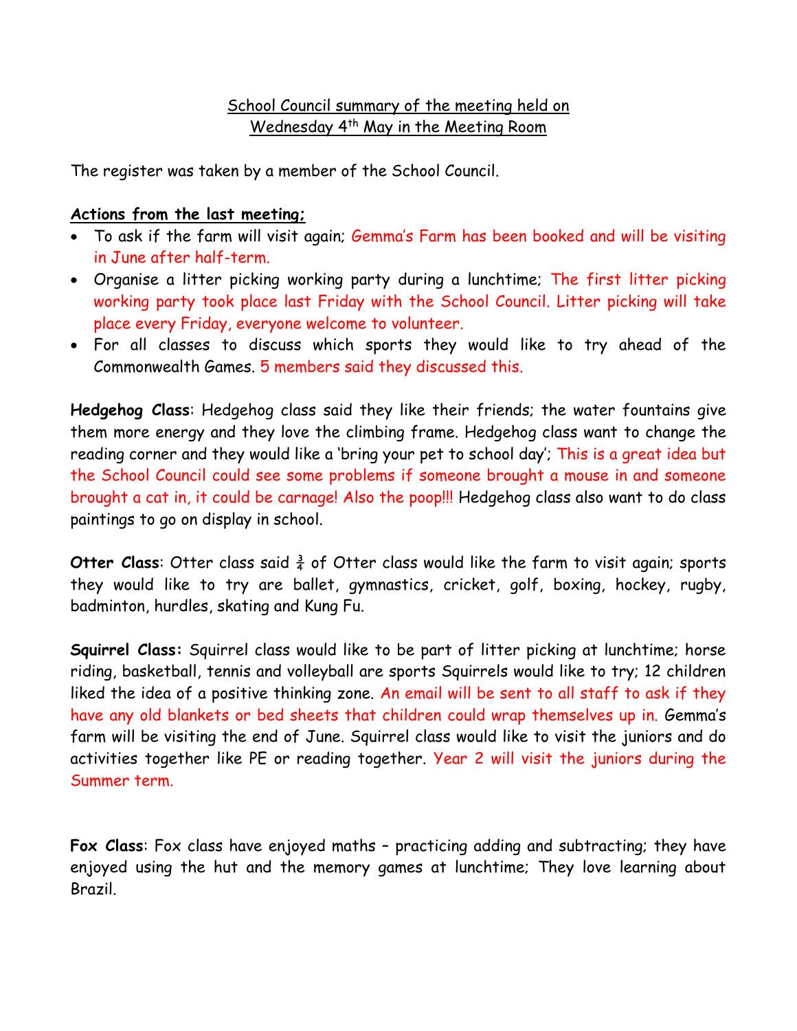School Council summary of the meeting held on
Wednesday 4th May in the Meeting Room

The register was taken by a member of the School Council.

**Actions from the last meeting;**

- To ask if the farm will visit again; Gemma's Farm has been booked and will be visiting in June after half-term.
- Organise a litter picking working party during a lunchtime; The first litter picking working party took place last Friday with the School Council. Litter picking will take place every Friday, everyone welcome to volunteer.
- For all classes to discuss which sports they would like to try ahead of the Commonwealth Games. 5 members said they discussed this.

**Hedgehog Class**: Hedgehog class said they like their friends; the water fountains give them more energy and they love the climbing frame. Hedgehog class want to change the reading corner and they would like a 'bring your pet to school day'; This is a great idea but the School Council could see some problems if someone brought a mouse in and someone brought a cat in, it could be carnage! Also the poop!!! Hedgehog class also want to do class paintings to go on display in school.

**Otter Class**: Otter class said ¾ of Otter class would like the farm to visit again; sports they would like to try are ballet, gymnastics, cricket, golf, boxing, hockey, rugby, badminton, hurdles, skating and Kung Fu.

**Squirrel Class:** Squirrel class would like to be part of litter picking at lunchtime; horse riding, basketball, tennis and volleyball are sports Squirrels would like to try; 12 children liked the idea of a positive thinking zone. An email will be sent to all staff to ask if they have any old blankets or bed sheets that children could wrap themselves up in. Gemma's farm will be visiting the end of June. Squirrel class would like to visit the juniors and do activities together like PE or reading together. Year 2 will visit the juniors during the Summer term.

**Fox Class**: Fox class have enjoyed maths – practicing adding and subtracting; they have enjoyed using the hut and the memory games at lunchtime; They love learning about Brazil.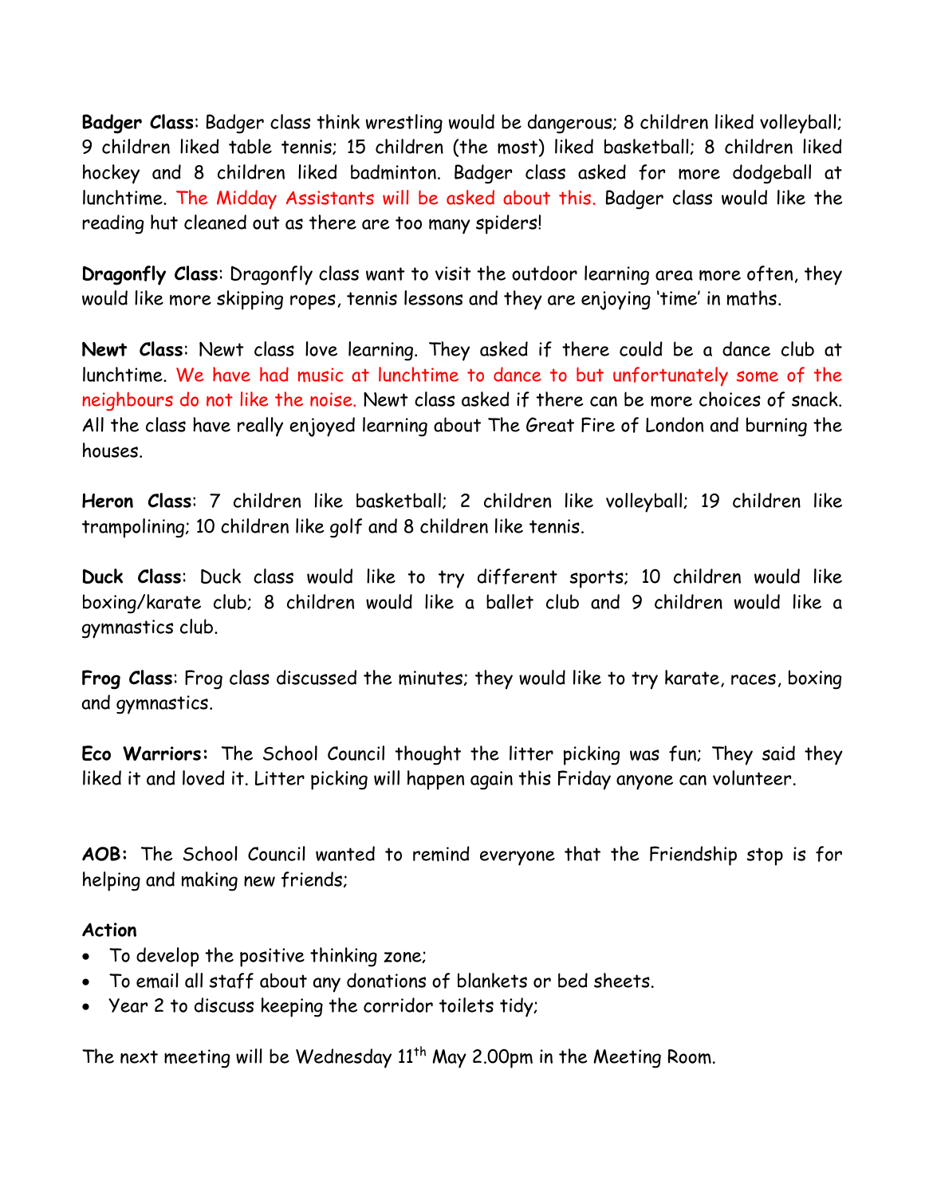**Badger Class**: Badger class think wrestling would be dangerous; 8 children liked volleyball; 9 children liked table tennis; 15 children (the most) liked basketball; 8 children liked hockey and 8 children liked badminton. Badger class asked for more dodgeball at lunchtime. The Midday Assistants will be asked about this. Badger class would like the reading hut cleaned out as there are too many spiders!

**Dragonfly Class**: Dragonfly class want to visit the outdoor learning area more often, they would like more skipping ropes, tennis lessons and they are enjoying 'time' in maths.

**Newt Class**: Newt class love learning. They asked if there could be a dance club at lunchtime. We have had music at lunchtime to dance to but unfortunately some of the neighbours do not like the noise. Newt class asked if there can be more choices of snack. All the class have really enjoyed learning about The Great Fire of London and burning the houses.

**Heron Class**: 7 children like basketball; 2 children like volleyball; 19 children like trampolining; 10 children like golf and 8 children like tennis.

**Duck Class**: Duck class would like to try different sports; 10 children would like boxing/karate club; 8 children would like a ballet club and 9 children would like a gymnastics club.

**Frog Class**: Frog class discussed the minutes; they would like to try karate, races, boxing and gymnastics.

**Eco Warriors:** The School Council thought the litter picking was fun; They said they liked it and loved it. Litter picking will happen again this Friday anyone can volunteer.

**AOB:** The School Council wanted to remind everyone that the Friendship stop is for helping and making new friends;

**Action**

- To develop the positive thinking zone;
- To email all staff about any donations of blankets or bed sheets.
- Year 2 to discuss keeping the corridor toilets tidy;

The next meeting will be Wednesday 11th May 2.00pm in the Meeting Room.